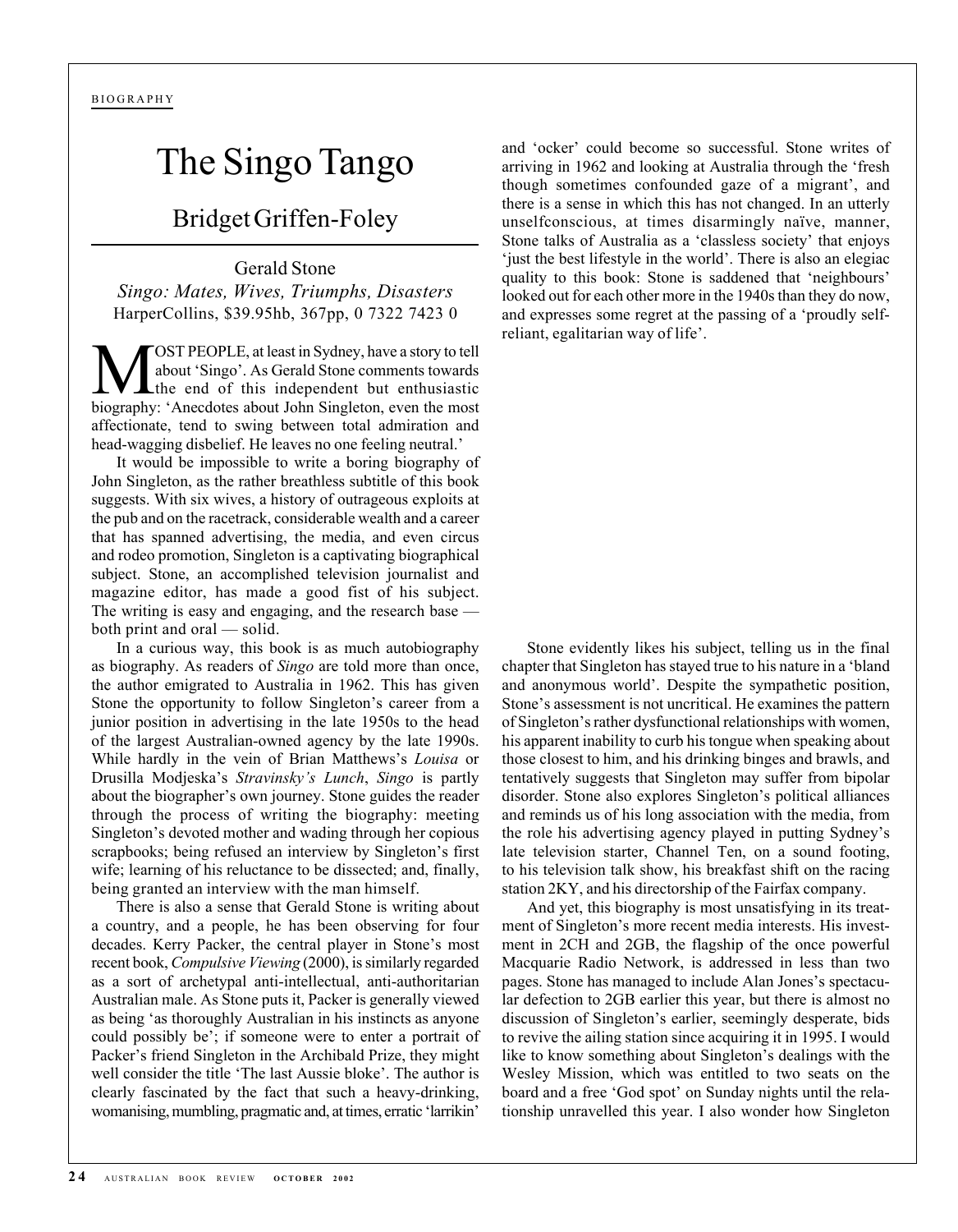BIOGRAPHY

# The Singo Tango

## Bridget Griffen-Foley

Gerald Stone
*Singo: Mates, Wives, Triumphs, Disasters*
HarperCollins, $39.95hb, 367pp, 0 7322 7423 0

MOST PEOPLE, at least in Sydney, have a story to tell about 'Singo'. As Gerald Stone comments towards the end of this independent but enthusiastic biography: 'Anecdotes about John Singleton, even the most affectionate, tend to swing between total admiration and head-wagging disbelief. He leaves no one feeling neutral.'

It would be impossible to write a boring biography of John Singleton, as the rather breathless subtitle of this book suggests. With six wives, a history of outrageous exploits at the pub and on the racetrack, considerable wealth and a career that has spanned advertising, the media, and even circus and rodeo promotion, Singleton is a captivating biographical subject. Stone, an accomplished television journalist and magazine editor, has made a good fist of his subject. The writing is easy and engaging, and the research base — both print and oral — solid.

In a curious way, this book is as much autobiography as biography. As readers of *Singo* are told more than once, the author emigrated to Australia in 1962. This has given Stone the opportunity to follow Singleton's career from a junior position in advertising in the late 1950s to the head of the largest Australian-owned agency by the late 1990s. While hardly in the vein of Brian Matthews's *Louisa* or Drusilla Modjeska's *Stravinsky's Lunch*, *Singo* is partly about the biographer's own journey. Stone guides the reader through the process of writing the biography: meeting Singleton's devoted mother and wading through her copious scrapbooks; being refused an interview by Singleton's first wife; learning of his reluctance to be dissected; and, finally, being granted an interview with the man himself.

There is also a sense that Gerald Stone is writing about a country, and a people, he has been observing for four decades. Kerry Packer, the central player in Stone's most recent book, *Compulsive Viewing* (2000), is similarly regarded as a sort of archetypal anti-intellectual, anti-authoritarian Australian male. As Stone puts it, Packer is generally viewed as being 'as thoroughly Australian in his instincts as anyone could possibly be'; if someone were to enter a portrait of Packer's friend Singleton in the Archibald Prize, they might well consider the title 'The last Aussie bloke'. The author is clearly fascinated by the fact that such a heavy-drinking, womanising, mumbling, pragmatic and, at times, erratic 'larrikin' and 'ocker' could become so successful. Stone writes of arriving in 1962 and looking at Australia through the 'fresh though sometimes confounded gaze of a migrant', and there is a sense in which this has not changed. In an utterly unselfconscious, at times disarmingly naïve, manner, Stone talks of Australia as a 'classless society' that enjoys 'just the best lifestyle in the world'. There is also an elegiac quality to this book: Stone is saddened that 'neighbours' looked out for each other more in the 1940s than they do now, and expresses some regret at the passing of a 'proudly self-reliant, egalitarian way of life'.

Stone evidently likes his subject, telling us in the final chapter that Singleton has stayed true to his nature in a 'bland and anonymous world'. Despite the sympathetic position, Stone's assessment is not uncritical. He examines the pattern of Singleton's rather dysfunctional relationships with women, his apparent inability to curb his tongue when speaking about those closest to him, and his drinking binges and brawls, and tentatively suggests that Singleton may suffer from bipolar disorder. Stone also explores Singleton's political alliances and reminds us of his long association with the media, from the role his advertising agency played in putting Sydney's late television starter, Channel Ten, on a sound footing, to his television talk show, his breakfast shift on the racing station 2KY, and his directorship of the Fairfax company.

And yet, this biography is most unsatisfying in its treatment of Singleton's more recent media interests. His investment in 2CH and 2GB, the flagship of the once powerful Macquarie Radio Network, is addressed in less than two pages. Stone has managed to include Alan Jones's spectacular defection to 2GB earlier this year, but there is almost no discussion of Singleton's earlier, seemingly desperate, bids to revive the ailing station since acquiring it in 1995. I would like to know something about Singleton's dealings with the Wesley Mission, which was entitled to two seats on the board and a free 'God spot' on Sunday nights until the relationship unravelled this year. I also wonder how Singleton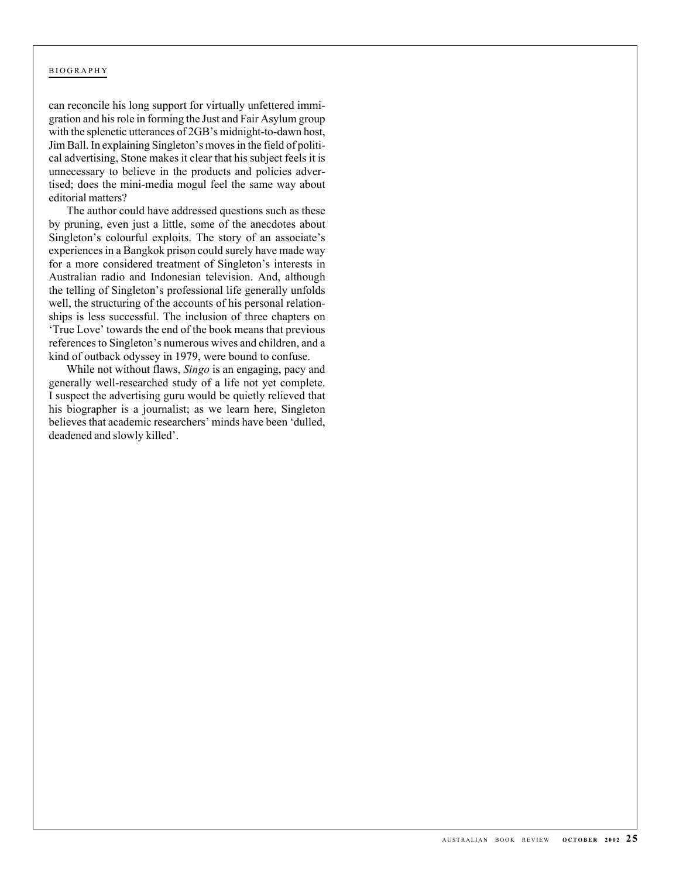can reconcile his long support for virtually unfettered immigration and his role in forming the Just and Fair Asylum group with the splenetic utterances of 2GB's midnight-to-dawn host, Jim Ball. In explaining Singleton's moves in the field of political advertising, Stone makes it clear that his subject feels it is unnecessary to believe in the products and policies advertised; does the mini-media mogul feel the same way about editorial matters?

The author could have addressed questions such as these by pruning, even just a little, some of the anecdotes about Singleton's colourful exploits. The story of an associate's experiences in a Bangkok prison could surely have made way for a more considered treatment of Singleton's interests in Australian radio and Indonesian television. And, although the telling of Singleton's professional life generally unfolds well, the structuring of the accounts of his personal relationships is less successful. The inclusion of three chapters on 'True Love' towards the end of the book means that previous references to Singleton's numerous wives and children, and a kind of outback odyssey in 1979, were bound to confuse.

While not without flaws, *Singo* is an engaging, pacy and generally well-researched study of a life not yet complete. I suspect the advertising guru would be quietly relieved that his biographer is a journalist; as we learn here, Singleton believes that academic researchers' minds have been 'dulled, deadened and slowly killed'.